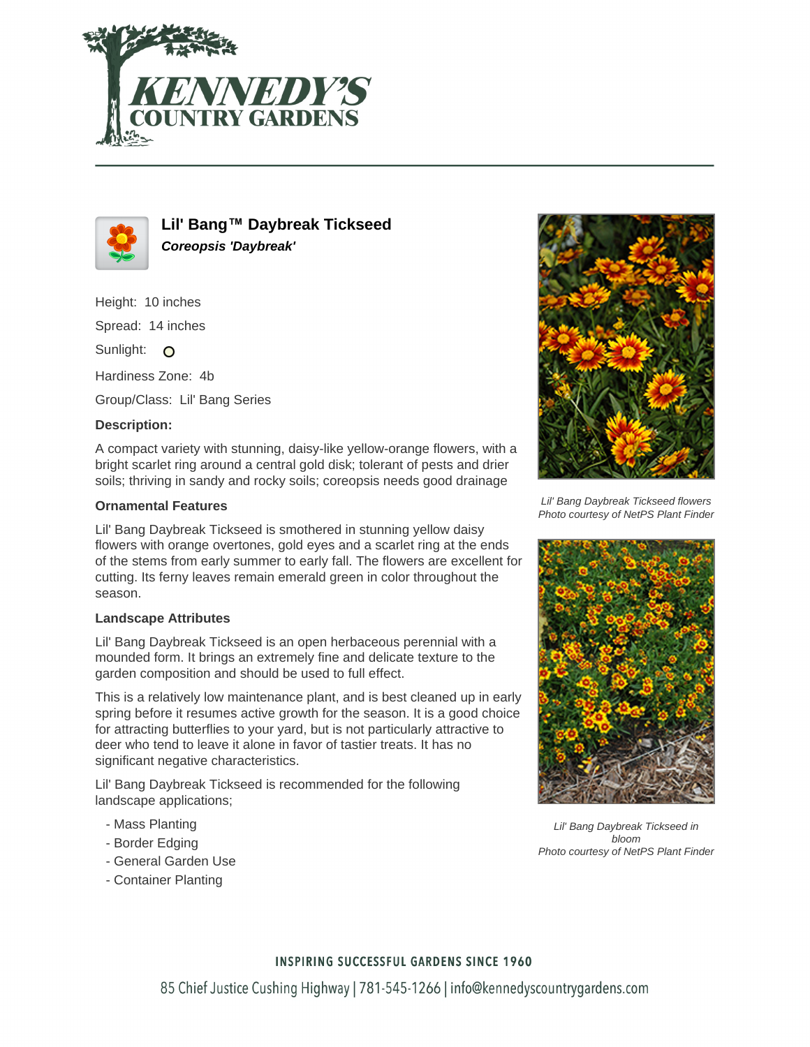# Lil' Bang™ Daybreak Tickseed

***Coreopsis 'Daybreak'***

Height: 10 inches

Spread: 14 inches

Sunlight:

Hardiness Zone: 4b

Group/Class: Lil' Bang Series

**Description:**

A compact variety with stunning, daisy-like yellow-orange flowers, with a bright scarlet ring around a central gold disk; tolerant of pests and drier soils; thriving in sandy and rocky soils; coreopsis needs good drainage

### Ornamental Features

Lil' Bang Daybreak Tickseed is smothered in stunning yellow daisy flowers with orange overtones, gold eyes and a scarlet ring at the ends of the stems from early summer to early fall. The flowers are excellent for cutting. Its ferny leaves remain emerald green in color throughout the season.

### Landscape Attributes

Lil' Bang Daybreak Tickseed is an open herbaceous perennial with a mounded form. It brings an extremely fine and delicate texture to the garden composition and should be used to full effect.

This is a relatively low maintenance plant, and is best cleaned up in early spring before it resumes active growth for the season. It is a good choice for attracting butterflies to your yard, but is not particularly attractive to deer who tend to leave it alone in favor of tastier treats. It has no significant negative characteristics.

Lil' Bang Daybreak Tickseed is recommended for the following landscape applications;

- Mass Planting
- Border Edging
- General Garden Use
- Container Planting

*Lil' Bang Daybreak Tickseed flowers*
*Photo courtesy of NetPS Plant Finder*

*Lil' Bang Daybreak Tickseed in bloom*
*Photo courtesy of NetPS Plant Finder*

INSPIRING SUCCESSFUL GARDENS SINCE 1960

85 Chief Justice Cushing Highway | 781-545-1266 | info@kennedyscountrygardens.com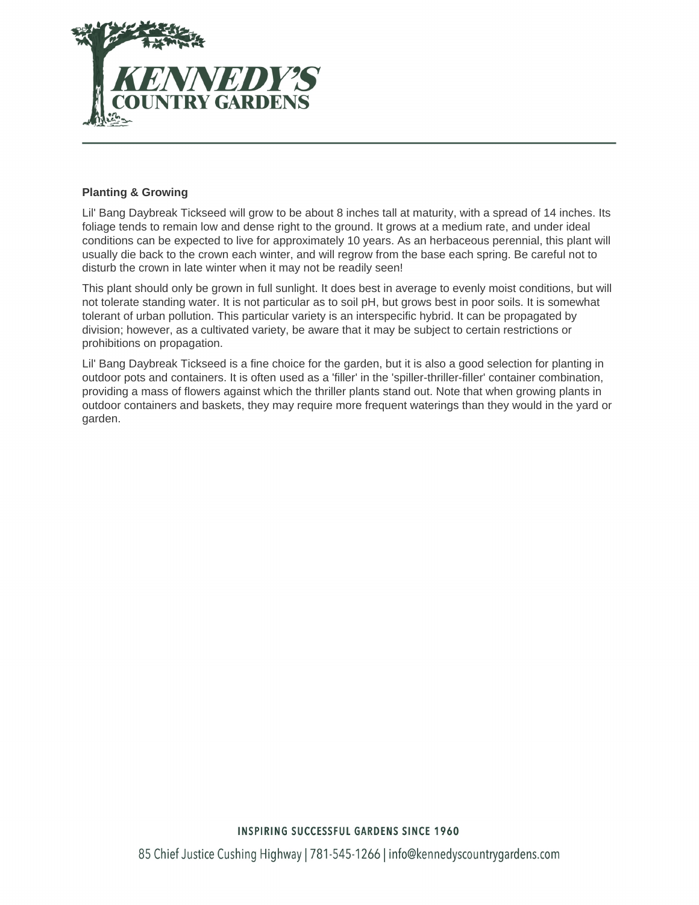## Planting & Growing

Lil' Bang Daybreak Tickseed will grow to be about 8 inches tall at maturity, with a spread of 14 inches. Its foliage tends to remain low and dense right to the ground. It grows at a medium rate, and under ideal conditions can be expected to live for approximately 10 years. As an herbaceous perennial, this plant will usually die back to the crown each winter, and will regrow from the base each spring. Be careful not to disturb the crown in late winter when it may not be readily seen!

This plant should only be grown in full sunlight. It does best in average to evenly moist conditions, but will not tolerate standing water. It is not particular as to soil pH, but grows best in poor soils. It is somewhat tolerant of urban pollution. This particular variety is an interspecific hybrid. It can be propagated by division; however, as a cultivated variety, be aware that it may be subject to certain restrictions or prohibitions on propagation.

Lil' Bang Daybreak Tickseed is a fine choice for the garden, but it is also a good selection for planting in outdoor pots and containers. It is often used as a 'filler' in the 'spiller-thriller-filler' container combination, providing a mass of flowers against which the thriller plants stand out. Note that when growing plants in outdoor containers and baskets, they may require more frequent waterings than they would in the yard or garden.